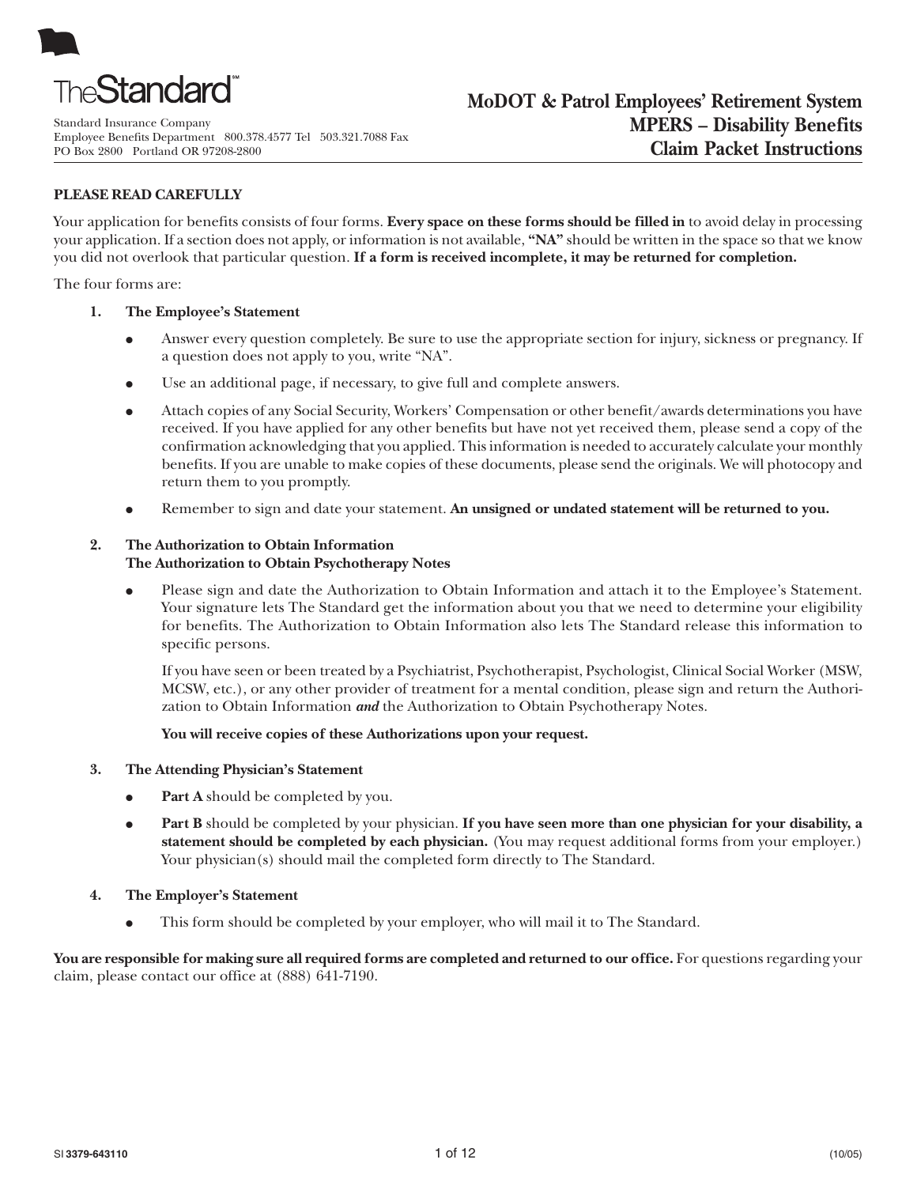The Standard℠

Standard Insurance Company
Employee Benefits Department 800.378.4577 Tel 503.321.7088 Fax
PO Box 2800 Portland OR 97208-2800

# MoDOT & Patrol Employees' Retirement System
# MPERS – Disability Benefits
# Claim Packet Instructions

**PLEASE READ CAREFULLY**

Your application for benefits consists of four forms. **Every space on these forms should be filled in** to avoid delay in processing your application. If a section does not apply, or information is not available, **"NA"** should be written in the space so that we know you did not overlook that particular question. **If a form is received incomplete, it may be returned for completion.**

The four forms are:

1. **The Employee's Statement**

   - Answer every question completely. Be sure to use the appropriate section for injury, sickness or pregnancy. If a question does not apply to you, write "NA".
   - Use an additional page, if necessary, to give full and complete answers.
   - Attach copies of any Social Security, Workers' Compensation or other benefit/awards determinations you have received. If you have applied for any other benefits but have not yet received them, please send a copy of the confirmation acknowledging that you applied. This information is needed to accurately calculate your monthly benefits. If you are unable to make copies of these documents, please send the originals. We will photocopy and return them to you promptly.
   - Remember to sign and date your statement. **An unsigned or undated statement will be returned to you.**

2. **The Authorization to Obtain Information**
   **The Authorization to Obtain Psychotherapy Notes**

   - Please sign and date the Authorization to Obtain Information and attach it to the Employee's Statement. Your signature lets The Standard get the information about you that we need to determine your eligibility for benefits. The Authorization to Obtain Information also lets The Standard release this information to specific persons.

     If you have seen or been treated by a Psychiatrist, Psychotherapist, Psychologist, Clinical Social Worker (MSW, MCSW, etc.), or any other provider of treatment for a mental condition, please sign and return the Authorization to Obtain Information ***and*** the Authorization to Obtain Psychotherapy Notes.

     **You will receive copies of these Authorizations upon your request.**

3. **The Attending Physician's Statement**

   - **Part A** should be completed by you.
   - **Part B** should be completed by your physician. **If you have seen more than one physician for your disability, a statement should be completed by each physician.** (You may request additional forms from your employer.) Your physician(s) should mail the completed form directly to The Standard.

4. **The Employer's Statement**

   - This form should be completed by your employer, who will mail it to The Standard.

**You are responsible for making sure all required forms are completed and returned to our office.** For questions regarding your claim, please contact our office at (888) 641-7190.

SI 3379-643110 (10/05)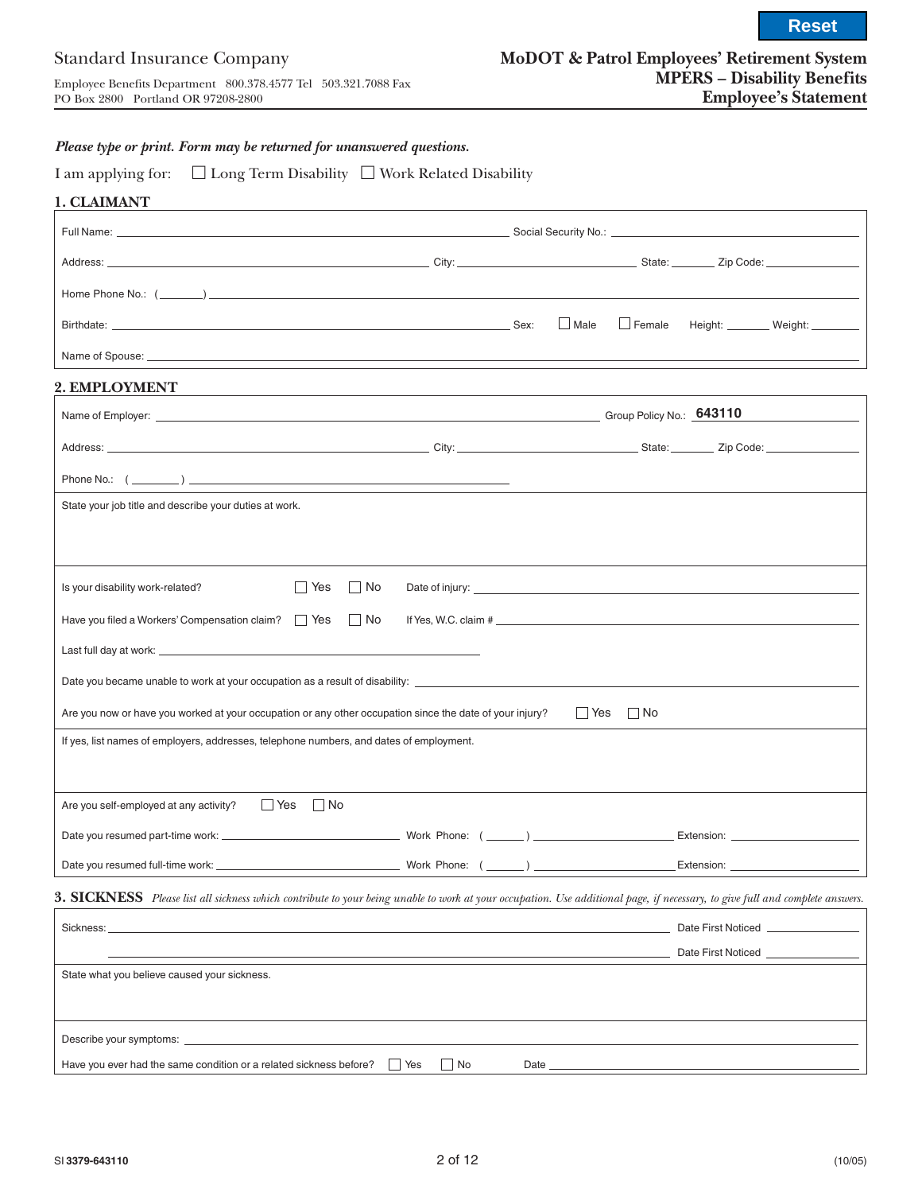Standard Insurance Company

Employee Benefits Department 800.378.4577 Tel 503.321.7088 Fax
PO Box 2800 Portland OR 97208-2800

# MoDOT & Patrol Employees' Retirement System
## MPERS – Disability Benefits
## Employee's Statement

*Please type or print. Form may be returned for unanswered questions.*

I am applying for: ☐ Long Term Disability ☐ Work Related Disability

### 1. CLAIMANT

Full Name: ______________________ Social Security No.: ______________________

Address: ______________________ City: ______________ State: ______ Zip Code: __________

Home Phone No.: (_______) ______________________

Birthdate: ______________________ Sex: ☐ Male ☐ Female Height: _______ Weight: _______

Name of Spouse: ______________________

### 2. EMPLOYMENT

Name of Employer: ______________________ Group Policy No.: **643110**

Address: ______________________ City: ______________ State: ______ Zip Code: __________

Phone No.: (________) ______________________

State your job title and describe your duties at work.

Is your disability work-related? ☐ Yes ☐ No Date of injury: ______________________

Have you filed a Workers' Compensation claim? ☐ Yes ☐ No If Yes, W.C. claim # ______________________

Last full day at work: ______________________

Date you became unable to work at your occupation as a result of disability: ______________________

Are you now or have you worked at your occupation or any other occupation since the date of your injury? ☐ Yes ☐ No

If yes, list names of employers, addresses, telephone numbers, and dates of employment.

Are you self-employed at any activity? ☐ Yes ☐ No

Date you resumed part-time work: ______________ Work Phone: (______) ______________ Extension: __________

Date you resumed full-time work: ______________ Work Phone: (______) ______________ Extension: __________

### 3. SICKNESS

*Please list all sickness which contribute to your being unable to work at your occupation. Use additional page, if necessary, to give full and complete answers.*

Sickness: ______________________ Date First Noticed __________

______________________ Date First Noticed __________

State what you believe caused your sickness.

Describe your symptoms: ______________________

Have you ever had the same condition or a related sickness before? ☐ Yes ☐ No Date ______________________

SI **3379-643110** (10/05)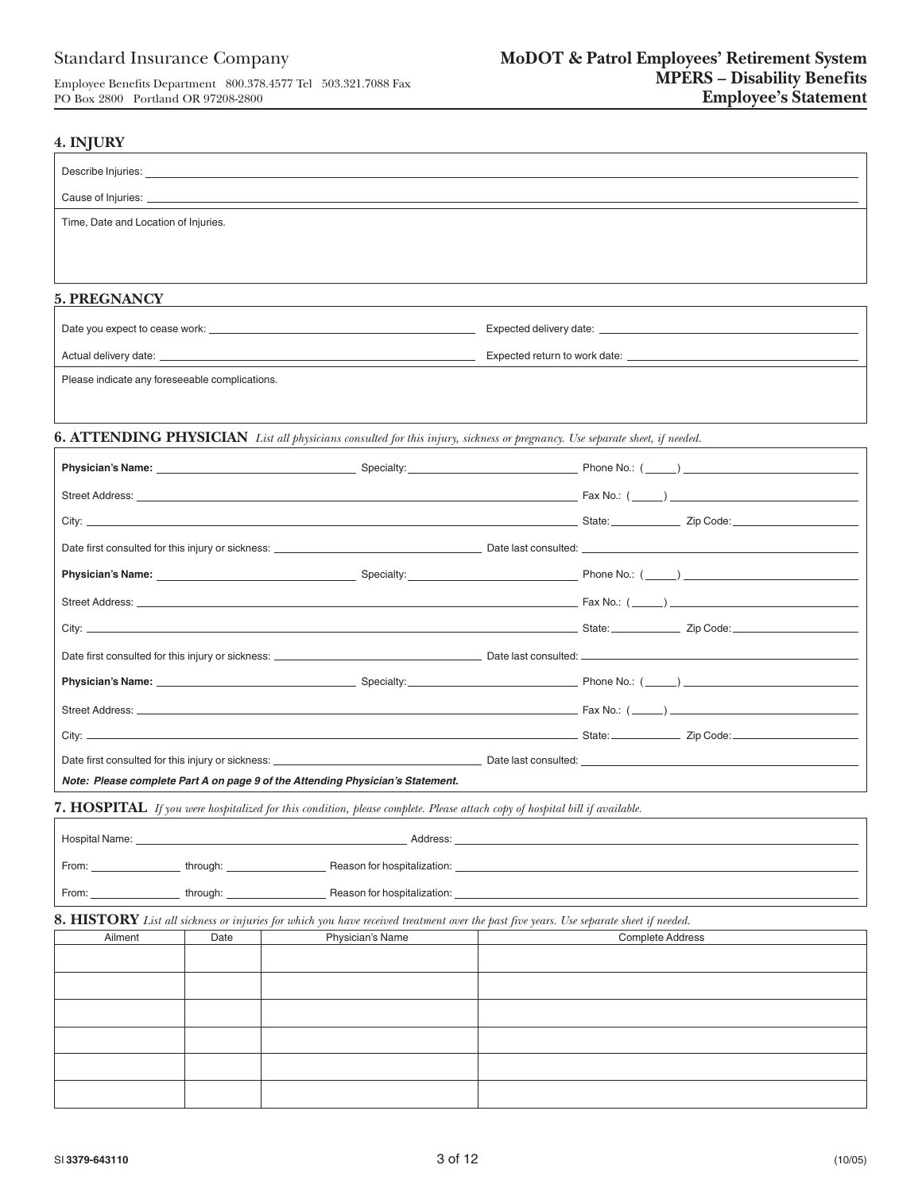Standard Insurance Company

Employee Benefits Department 800.378.4577 Tel 503.321.7088 Fax
PO Box 2800 Portland OR 97208-2800

**MoDOT & Patrol Employees' Retirement System**
**MPERS – Disability Benefits**
**Employee's Statement**

## 4. INJURY

Describe Injuries: ____________________

Cause of Injuries: ____________________

Time, Date and Location of Injuries.

## 5. PREGNANCY

Date you expect to cease work: ____________________ Expected delivery date: ____________________

Actual delivery date: ____________________ Expected return to work date: ____________________

Please indicate any foreseeable complications.

## 6. ATTENDING PHYSICIAN *List all physicians consulted for this injury, sickness or pregnancy. Use separate sheet, if needed.*

**Physician's Name:** ____________________ Specialty: ____________________ Phone No.: (_____) ____________________

Street Address: ____________________ Fax No.: (_____) ____________________

City: ____________________ State: __________ Zip Code: ____________________

Date first consulted for this injury or sickness: ____________________ Date last consulted: ____________________

**Physician's Name:** ____________________ Specialty: ____________________ Phone No.: (_____) ____________________

Street Address: ____________________ Fax No.: (_____) ____________________

City: ____________________ State: __________ Zip Code: ____________________

Date first consulted for this injury or sickness: ____________________ Date last consulted: ____________________

**Physician's Name:** ____________________ Specialty: ____________________ Phone No.: (_____) ____________________

Street Address: ____________________ Fax No.: (_____) ____________________

City: ____________________ State: __________ Zip Code: ____________________

Date first consulted for this injury or sickness: ____________________ Date last consulted: ____________________

***Note: Please complete Part A on page 9 of the Attending Physician's Statement.***

## 7. HOSPITAL *If you were hospitalized for this condition, please complete. Please attach copy of hospital bill if available.*

Hospital Name: ____________________ Address: ____________________

From: __________ through: __________ Reason for hospitalization: ____________________

From: __________ through: __________ Reason for hospitalization: ____________________

## 8. HISTORY *List all sickness or injuries for which you have received treatment over the past five years. Use separate sheet if needed.*

| Ailment | Date | Physician's Name | Complete Address |
|---|---|---|---|
| | | | |
| | | | |
| | | | |
| | | | |
| | | | |
| | | | |

SI **3379-643110** (10/05)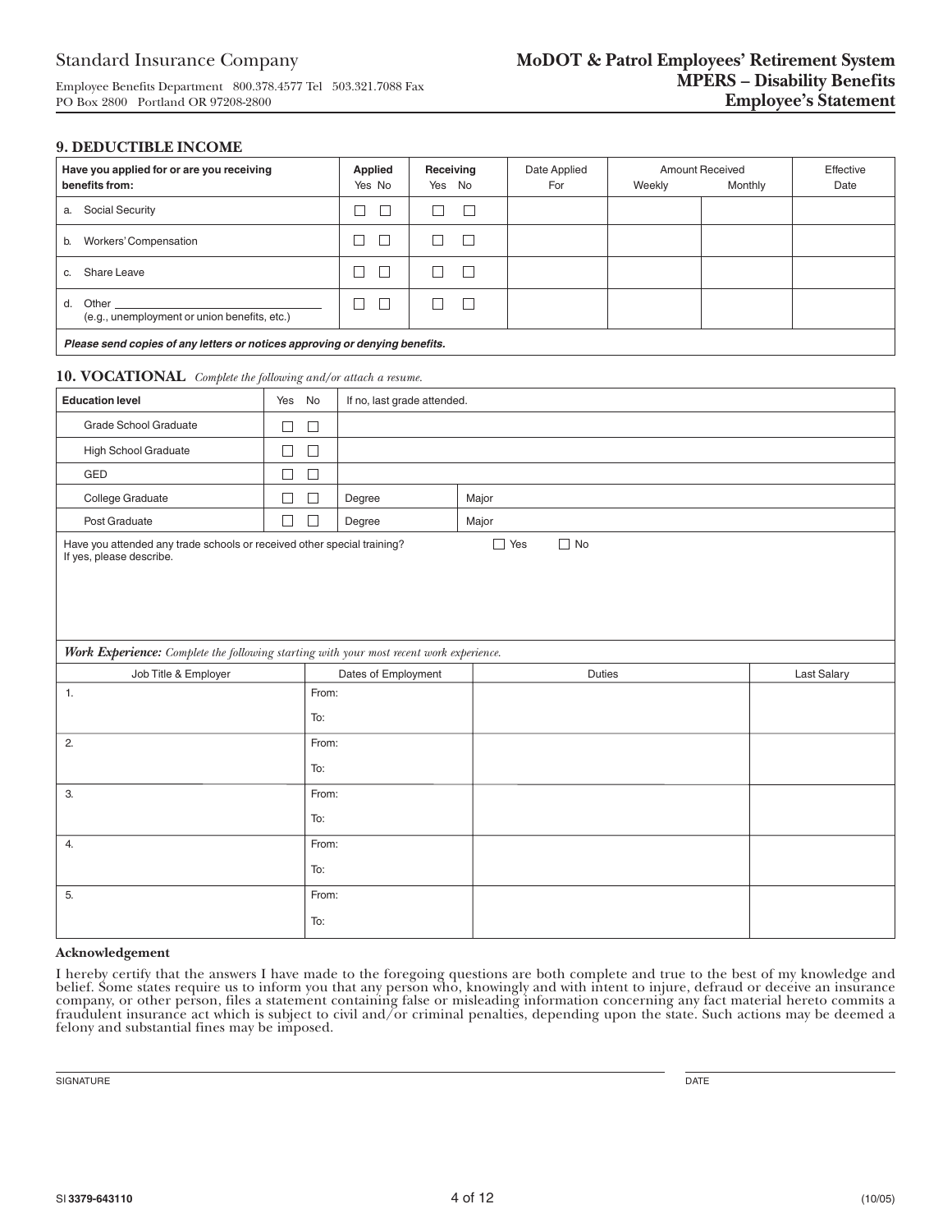Standard Insurance Company

Employee Benefits Department 800.378.4577 Tel 503.321.7088 Fax
PO Box 2800 Portland OR 97208-2800

**MoDOT & Patrol Employees' Retirement System**
**MPERS – Disability Benefits**
**Employee's Statement**

## 9. DEDUCTIBLE INCOME

| Have you applied for or are you receiving benefits from: | Applied Yes No | Receiving Yes No | Date Applied For | Amount Received Weekly | Amount Received Monthly | Effective Date |
|---|---|---|---|---|---|---|
| a. Social Security | ☐ ☐ | ☐ ☐ | | | | |
| b. Workers' Compensation | ☐ ☐ | ☐ ☐ | | | | |
| c. Share Leave | ☐ ☐ | ☐ ☐ | | | | |
| d. Other ______________ (e.g., unemployment or union benefits, etc.) | ☐ ☐ | ☐ ☐ | | | | |

***Please send copies of any letters or notices approving or denying benefits.***

## 10. VOCATIONAL *Complete the following and/or attach a resume.*

| Education level | Yes | No | If no, last grade attended. | |
|---|---|---|---|---|
| Grade School Graduate | ☐ | ☐ | | |
| High School Graduate | ☐ | ☐ | | |
| GED | ☐ | ☐ | | |
| College Graduate | ☐ | ☐ | Degree | Major |
| Post Graduate | ☐ | ☐ | Degree | Major |

Have you attended any trade schools or received other special training? ☐ Yes ☐ No
If yes, please describe.

***Work Experience:*** *Complete the following starting with your most recent work experience.*

| Job Title & Employer | Dates of Employment | Duties | Last Salary |
|---|---|---|---|
| 1. | From: To: | | |
| 2. | From: To: | | |
| 3. | From: To: | | |
| 4. | From: To: | | |
| 5. | From: To: | | |

**Acknowledgement**

I hereby certify that the answers I have made to the foregoing questions are both complete and true to the best of my knowledge and belief. Some states require us to inform you that any person who, knowingly and with intent to injure, defraud or deceive an insurance company, or other person, files a statement containing false or misleading information concerning any fact material hereto commits a fraudulent insurance act which is subject to civil and/or criminal penalties, depending upon the state. Such actions may be deemed a felony and substantial fines may be imposed.

SIGNATURE ______________________________ DATE ______________

SI 3379-643110 (10/05)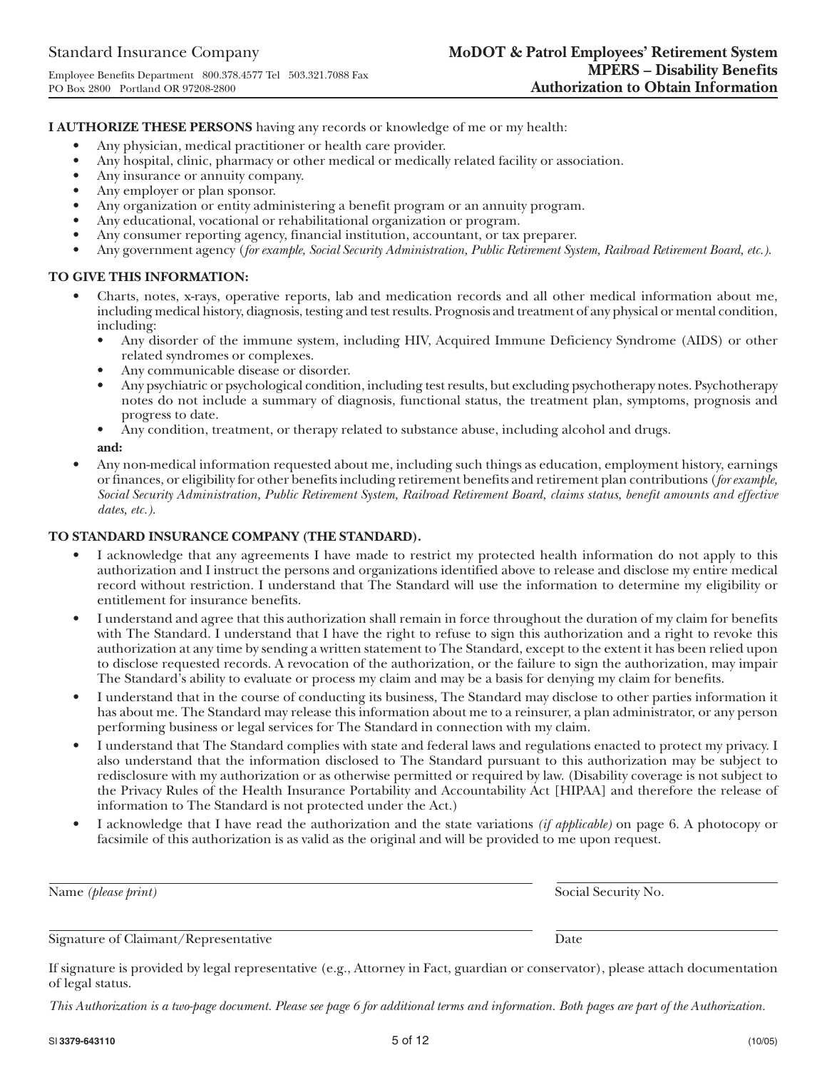Standard Insurance Company

Employee Benefits Department 800.378.4577 Tel 503.321.7088 Fax
PO Box 2800 Portland OR 97208-2800

# MoDOT & Patrol Employees' Retirement System
## MPERS – Disability Benefits
## Authorization to Obtain Information

**I AUTHORIZE THESE PERSONS** having any records or knowledge of me or my health:

- Any physician, medical practitioner or health care provider.
- Any hospital, clinic, pharmacy or other medical or medically related facility or association.
- Any insurance or annuity company.
- Any employer or plan sponsor.
- Any organization or entity administering a benefit program or an annuity program.
- Any educational, vocational or rehabilitational organization or program.
- Any consumer reporting agency, financial institution, accountant, or tax preparer.
- Any government agency (*for example, Social Security Administration, Public Retirement System, Railroad Retirement Board, etc.).*

**TO GIVE THIS INFORMATION:**

- Charts, notes, x-rays, operative reports, lab and medication records and all other medical information about me, including medical history, diagnosis, testing and test results. Prognosis and treatment of any physical or mental condition, including:
  - Any disorder of the immune system, including HIV, Acquired Immune Deficiency Syndrome (AIDS) or other related syndromes or complexes.
  - Any communicable disease or disorder.
  - Any psychiatric or psychological condition, including test results, but excluding psychotherapy notes. Psychotherapy notes do not include a summary of diagnosis, functional status, the treatment plan, symptoms, prognosis and progress to date.
  - Any condition, treatment, or therapy related to substance abuse, including alcohol and drugs.

  **and:**
- Any non-medical information requested about me, including such things as education, employment history, earnings or finances, or eligibility for other benefits including retirement benefits and retirement plan contributions (*for example, Social Security Administration, Public Retirement System, Railroad Retirement Board, claims status, benefit amounts and effective dates, etc.).*

**TO STANDARD INSURANCE COMPANY (THE STANDARD).**

- I acknowledge that any agreements I have made to restrict my protected health information do not apply to this authorization and I instruct the persons and organizations identified above to release and disclose my entire medical record without restriction. I understand that The Standard will use the information to determine my eligibility or entitlement for insurance benefits.
- I understand and agree that this authorization shall remain in force throughout the duration of my claim for benefits with The Standard. I understand that I have the right to refuse to sign this authorization and a right to revoke this authorization at any time by sending a written statement to The Standard, except to the extent it has been relied upon to disclose requested records. A revocation of the authorization, or the failure to sign the authorization, may impair The Standard's ability to evaluate or process my claim and may be a basis for denying my claim for benefits.
- I understand that in the course of conducting its business, The Standard may disclose to other parties information it has about me. The Standard may release this information about me to a reinsurer, a plan administrator, or any person performing business or legal services for The Standard in connection with my claim.
- I understand that The Standard complies with state and federal laws and regulations enacted to protect my privacy. I also understand that the information disclosed to The Standard pursuant to this authorization may be subject to redisclosure with my authorization or as otherwise permitted or required by law. (Disability coverage is not subject to the Privacy Rules of the Health Insurance Portability and Accountability Act [HIPAA] and therefore the release of information to The Standard is not protected under the Act.)
- I acknowledge that I have read the authorization and the state variations *(if applicable)* on page 6. A photocopy or facsimile of this authorization is as valid as the original and will be provided to me upon request.

______________________________ ______________________________
Name *(please print)* Social Security No.

______________________________ ______________________________
Signature of Claimant/Representative Date

If signature is provided by legal representative (e.g., Attorney in Fact, guardian or conservator), please attach documentation of legal status.

*This Authorization is a two-page document. Please see page 6 for additional terms and information. Both pages are part of the Authorization.*

SI 3379-643110 (10/05)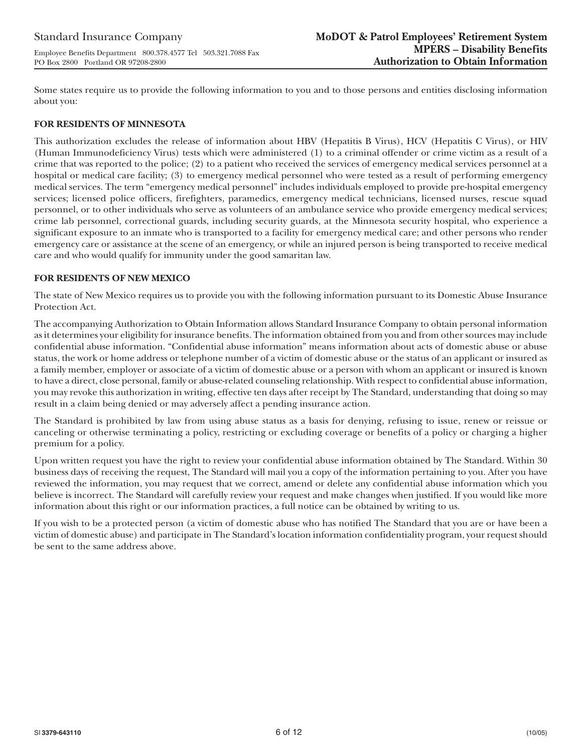Some states require us to provide the following information to you and to those persons and entities disclosing information about you:

**FOR RESIDENTS OF MINNESOTA**

This authorization excludes the release of information about HBV (Hepatitis B Virus), HCV (Hepatitis C Virus), or HIV (Human Immunodeficiency Virus) tests which were administered (1) to a criminal offender or crime victim as a result of a crime that was reported to the police; (2) to a patient who received the services of emergency medical services personnel at a hospital or medical care facility; (3) to emergency medical personnel who were tested as a result of performing emergency medical services. The term "emergency medical personnel" includes individuals employed to provide pre-hospital emergency services; licensed police officers, firefighters, paramedics, emergency medical technicians, licensed nurses, rescue squad personnel, or to other individuals who serve as volunteers of an ambulance service who provide emergency medical services; crime lab personnel, correctional guards, including security guards, at the Minnesota security hospital, who experience a significant exposure to an inmate who is transported to a facility for emergency medical care; and other persons who render emergency care or assistance at the scene of an emergency, or while an injured person is being transported to receive medical care and who would qualify for immunity under the good samaritan law.

**FOR RESIDENTS OF NEW MEXICO**

The state of New Mexico requires us to provide you with the following information pursuant to its Domestic Abuse Insurance Protection Act.

The accompanying Authorization to Obtain Information allows Standard Insurance Company to obtain personal information as it determines your eligibility for insurance benefits. The information obtained from you and from other sources may include confidential abuse information. "Confidential abuse information" means information about acts of domestic abuse or abuse status, the work or home address or telephone number of a victim of domestic abuse or the status of an applicant or insured as a family member, employer or associate of a victim of domestic abuse or a person with whom an applicant or insured is known to have a direct, close personal, family or abuse-related counseling relationship. With respect to confidential abuse information, you may revoke this authorization in writing, effective ten days after receipt by The Standard, understanding that doing so may result in a claim being denied or may adversely affect a pending insurance action.

The Standard is prohibited by law from using abuse status as a basis for denying, refusing to issue, renew or reissue or canceling or otherwise terminating a policy, restricting or excluding coverage or benefits of a policy or charging a higher premium for a policy.

Upon written request you have the right to review your confidential abuse information obtained by The Standard. Within 30 business days of receiving the request, The Standard will mail you a copy of the information pertaining to you. After you have reviewed the information, you may request that we correct, amend or delete any confidential abuse information which you believe is incorrect. The Standard will carefully review your request and make changes when justified. If you would like more information about this right or our information practices, a full notice can be obtained by writing to us.

If you wish to be a protected person (a victim of domestic abuse who has notified The Standard that you are or have been a victim of domestic abuse) and participate in The Standard's location information confidentiality program, your request should be sent to the same address above.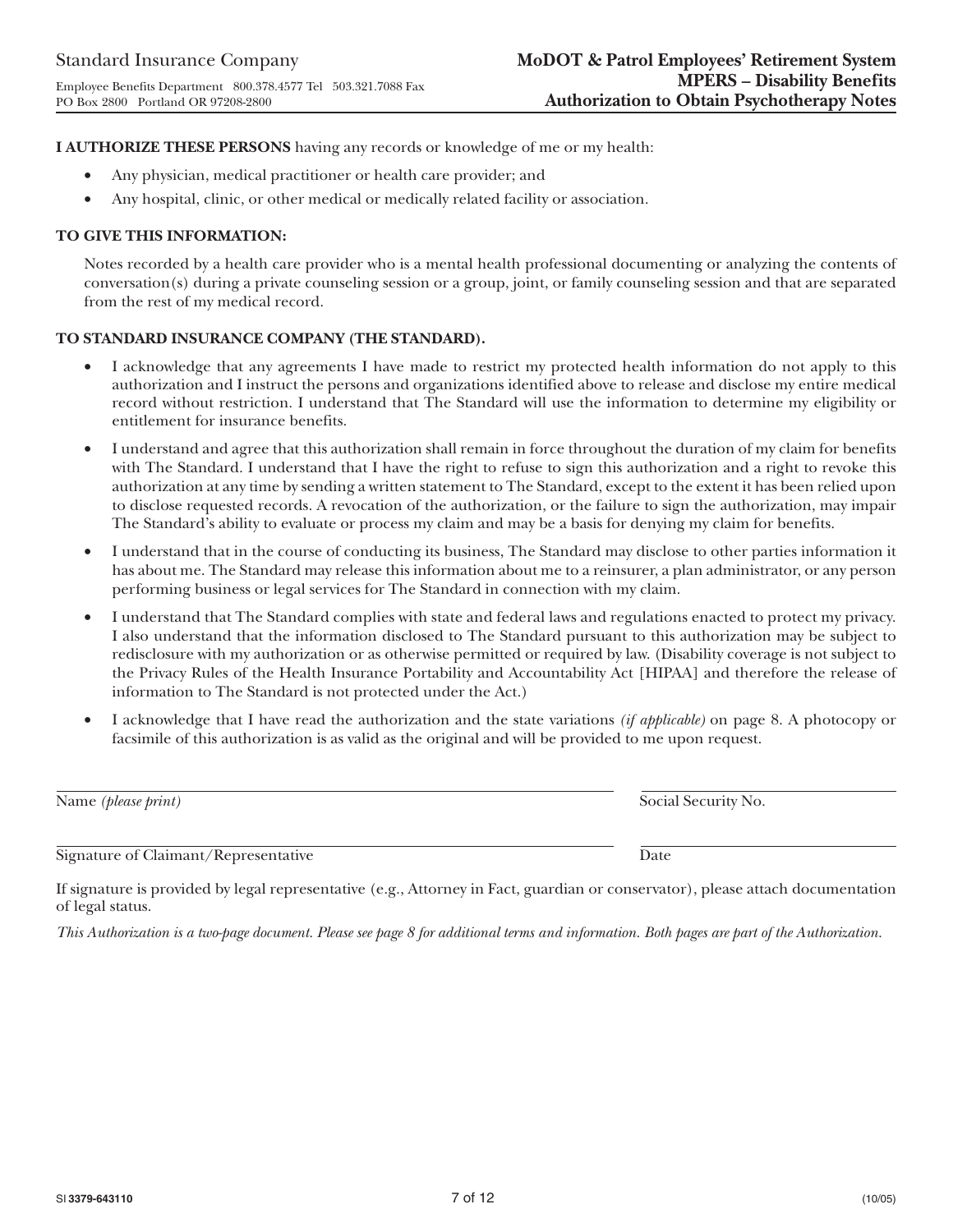Standard Insurance Company

Employee Benefits Department 800.378.4577 Tel 503.321.7088 Fax
PO Box 2800 Portland OR 97208-2800

**MoDOT & Patrol Employees' Retirement System**
**MPERS – Disability Benefits**
**Authorization to Obtain Psychotherapy Notes**

**I AUTHORIZE THESE PERSONS** having any records or knowledge of me or my health:

- Any physician, medical practitioner or health care provider; and
- Any hospital, clinic, or other medical or medically related facility or association.

**TO GIVE THIS INFORMATION:**

Notes recorded by a health care provider who is a mental health professional documenting or analyzing the contents of conversation(s) during a private counseling session or a group, joint, or family counseling session and that are separated from the rest of my medical record.

**TO STANDARD INSURANCE COMPANY (THE STANDARD).**

- I acknowledge that any agreements I have made to restrict my protected health information do not apply to this authorization and I instruct the persons and organizations identified above to release and disclose my entire medical record without restriction. I understand that The Standard will use the information to determine my eligibility or entitlement for insurance benefits.
- I understand and agree that this authorization shall remain in force throughout the duration of my claim for benefits with The Standard. I understand that I have the right to refuse to sign this authorization and a right to revoke this authorization at any time by sending a written statement to The Standard, except to the extent it has been relied upon to disclose requested records. A revocation of the authorization, or the failure to sign the authorization, may impair The Standard's ability to evaluate or process my claim and may be a basis for denying my claim for benefits.
- I understand that in the course of conducting its business, The Standard may disclose to other parties information it has about me. The Standard may release this information about me to a reinsurer, a plan administrator, or any person performing business or legal services for The Standard in connection with my claim.
- I understand that The Standard complies with state and federal laws and regulations enacted to protect my privacy. I also understand that the information disclosed to The Standard pursuant to this authorization may be subject to redisclosure with my authorization or as otherwise permitted or required by law. (Disability coverage is not subject to the Privacy Rules of the Health Insurance Portability and Accountability Act [HIPAA] and therefore the release of information to The Standard is not protected under the Act.)
- I acknowledge that I have read the authorization and the state variations *(if applicable)* on page 8. A photocopy or facsimile of this authorization is as valid as the original and will be provided to me upon request.

Name *(please print)* ______________________ Social Security No. ______________________

Signature of Claimant/Representative ______________________ Date ______________________

If signature is provided by legal representative (e.g., Attorney in Fact, guardian or conservator), please attach documentation of legal status.

*This Authorization is a two-page document. Please see page 8 for additional terms and information. Both pages are part of the Authorization.*

SI 3379-643110 (10/05)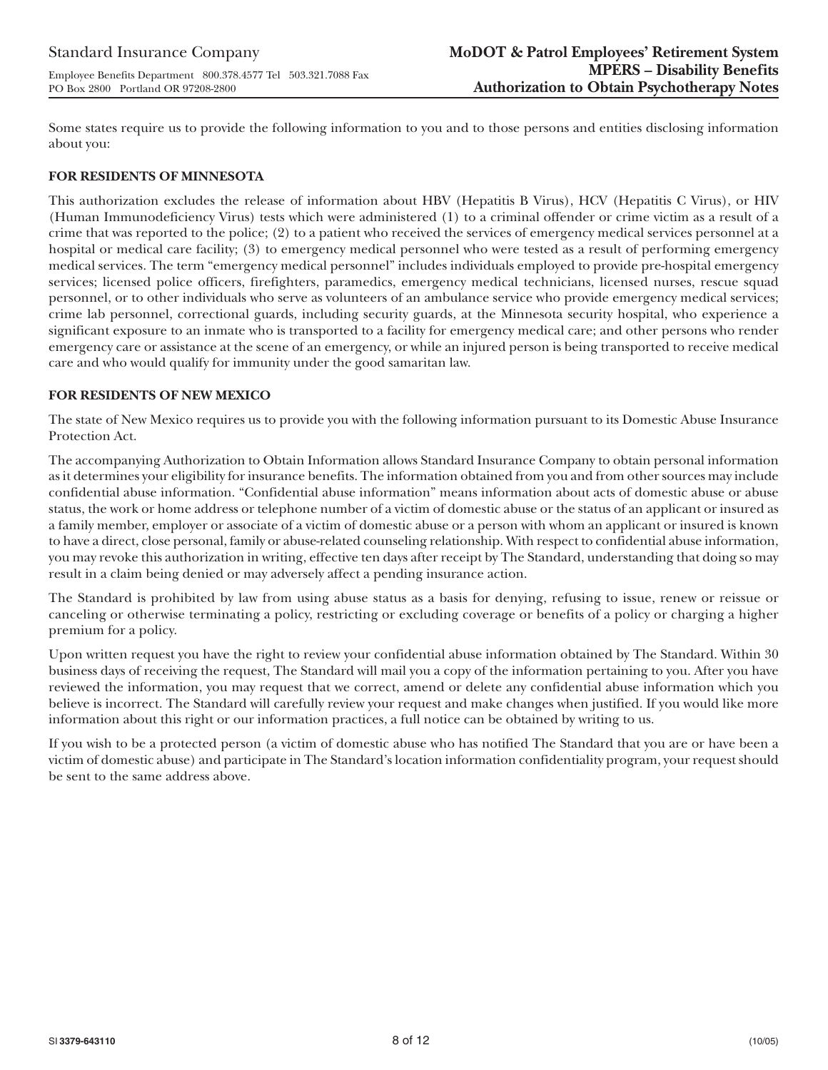Some states require us to provide the following information to you and to those persons and entities disclosing information about you:

**FOR RESIDENTS OF MINNESOTA**

This authorization excludes the release of information about HBV (Hepatitis B Virus), HCV (Hepatitis C Virus), or HIV (Human Immunodeficiency Virus) tests which were administered (1) to a criminal offender or crime victim as a result of a crime that was reported to the police; (2) to a patient who received the services of emergency medical services personnel at a hospital or medical care facility; (3) to emergency medical personnel who were tested as a result of performing emergency medical services. The term "emergency medical personnel" includes individuals employed to provide pre-hospital emergency services; licensed police officers, firefighters, paramedics, emergency medical technicians, licensed nurses, rescue squad personnel, or to other individuals who serve as volunteers of an ambulance service who provide emergency medical services; crime lab personnel, correctional guards, including security guards, at the Minnesota security hospital, who experience a significant exposure to an inmate who is transported to a facility for emergency medical care; and other persons who render emergency care or assistance at the scene of an emergency, or while an injured person is being transported to receive medical care and who would qualify for immunity under the good samaritan law.

**FOR RESIDENTS OF NEW MEXICO**

The state of New Mexico requires us to provide you with the following information pursuant to its Domestic Abuse Insurance Protection Act.

The accompanying Authorization to Obtain Information allows Standard Insurance Company to obtain personal information as it determines your eligibility for insurance benefits. The information obtained from you and from other sources may include confidential abuse information. "Confidential abuse information" means information about acts of domestic abuse or abuse status, the work or home address or telephone number of a victim of domestic abuse or the status of an applicant or insured as a family member, employer or associate of a victim of domestic abuse or a person with whom an applicant or insured is known to have a direct, close personal, family or abuse-related counseling relationship. With respect to confidential abuse information, you may revoke this authorization in writing, effective ten days after receipt by The Standard, understanding that doing so may result in a claim being denied or may adversely affect a pending insurance action.

The Standard is prohibited by law from using abuse status as a basis for denying, refusing to issue, renew or reissue or canceling or otherwise terminating a policy, restricting or excluding coverage or benefits of a policy or charging a higher premium for a policy.

Upon written request you have the right to review your confidential abuse information obtained by The Standard. Within 30 business days of receiving the request, The Standard will mail you a copy of the information pertaining to you. After you have reviewed the information, you may request that we correct, amend or delete any confidential abuse information which you believe is incorrect. The Standard will carefully review your request and make changes when justified. If you would like more information about this right or our information practices, a full notice can be obtained by writing to us.

If you wish to be a protected person (a victim of domestic abuse who has notified The Standard that you are or have been a victim of domestic abuse) and participate in The Standard's location information confidentiality program, your request should be sent to the same address above.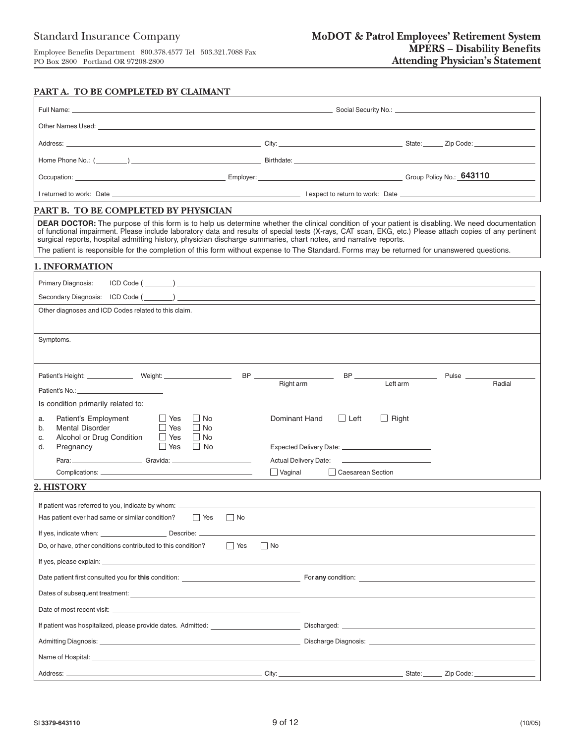Standard Insurance Company

Employee Benefits Department 800.378.4577 Tel 503.321.7088 Fax
PO Box 2800 Portland OR 97208-2800

**MoDOT & Patrol Employees' Retirement System**
**MPERS – Disability Benefits**
**Attending Physician's Statement**

## PART A. TO BE COMPLETED BY CLAIMANT

Full Name: ______________________ Social Security No.: ______________________

Other Names Used: ______________________

Address: ______________________ City: ______________________ State: ______ Zip Code: ______________

Home Phone No.: (________) ______________________ Birthdate: ______________________

Occupation: ______________________ Employer: ______________________ Group Policy No.: **643110**

I returned to work: Date ______________________ I expect to return to work: Date ______________________

## PART B. TO BE COMPLETED BY PHYSICIAN

**DEAR DOCTOR:** The purpose of this form is to help us determine whether the clinical condition of your patient is disabling. We need documentation of functional impairment. Please include laboratory data and results of special tests (X-rays, CAT scan, EKG, etc.) Please attach copies of any pertinent surgical reports, hospital admitting history, physician discharge summaries, chart notes, and narrative reports.

The patient is responsible for the completion of this form without expense to The Standard. Forms may be returned for unanswered questions.

## 1. INFORMATION

Primary Diagnosis: ICD Code (_______) ______________________

Secondary Diagnosis: ICD Code (_______) ______________________

Other diagnoses and ICD Codes related to this claim.

Symptoms.

Patient's Height: ____________ Weight: ________________ BP ________________ (Right arm) BP ________________ (Left arm) Pulse ________________ (Radial)

Patient's No.: ______________________

Is condition primarily related to:

a. Patient's Employment ☐ Yes ☐ No
b. Mental Disorder ☐ Yes ☐ No
c. Alcohol or Drug Condition ☐ Yes ☐ No
d. Pregnancy ☐ Yes ☐ No

Para: ________________ Gravida: ________________

Complications: ______________________

Dominant Hand ☐ Left ☐ Right

Expected Delivery Date: ______________________

Actual Delivery Date: ______________________

☐ Vaginal ☐ Caesarean Section

## 2. HISTORY

If patient was referred to you, indicate by whom: ______________________

Has patient ever had same or similar condition? ☐ Yes ☐ No

If yes, indicate when: ________________ Describe: ______________________

Do, or have, other conditions contributed to this condition? ☐ Yes ☐ No

If yes, please explain: ______________________

Date patient first consulted you for **this** condition: ______________________ For **any** condition: ______________________

Dates of subsequent treatment: ______________________

Date of most recent visit: ______________________

If patient was hospitalized, please provide dates. Admitted: ______________________ Discharged: ______________________

Admitting Diagnosis: ______________________ Discharge Diagnosis: ______________________

Name of Hospital: ______________________

Address: ______________________ City: ______________________ State: ______ Zip Code: ______________

SI **3379-643110** (10/05)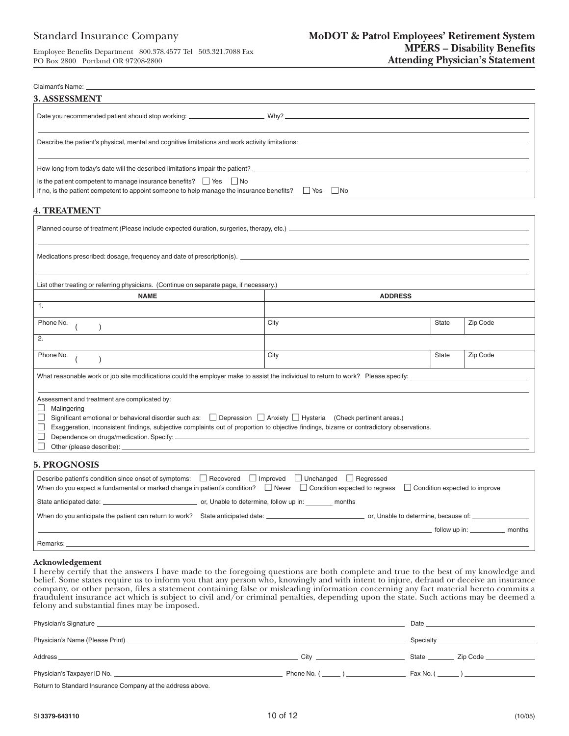Standard Insurance Company

Employee Benefits Department 800.378.4577 Tel 503.321.7088 Fax
PO Box 2800 Portland OR 97208-2800

**MoDOT & Patrol Employees' Retirement System**
**MPERS – Disability Benefits**
**Attending Physician's Statement**

Claimant's Name: ______________________

## 3. ASSESSMENT

Date you recommended patient should stop working: ______________ Why? ______________

Describe the patient's physical, mental and cognitive limitations and work activity limitations: ______________

How long from today's date will the described limitations impair the patient? ______________

Is the patient competent to manage insurance benefits? ☐ Yes ☐ No
If no, is the patient competent to appoint someone to help manage the insurance benefits? ☐ Yes ☐ No

## 4. TREATMENT

Planned course of treatment (Please include expected duration, surgeries, therapy, etc.) ______________

Medications prescribed: dosage, frequency and date of prescription(s). ______________

List other treating or referring physicians. (Continue on separate page, if necessary.)

| NAME | ADDRESS | | |
|---|---|---|---|
| 1. | | | |
| Phone No. ( ) | City | State | Zip Code |
| 2. | | | |
| Phone No. ( ) | City | State | Zip Code |

What reasonable work or job site modifications could the employer make to assist the individual to return to work? Please specify: ______________

Assessment and treatment are complicated by:

- ☐ Malingering
- ☐ Significant emotional or behavioral disorder such as: ☐ Depression ☐ Anxiety ☐ Hysteria (Check pertinent areas.)
- ☐ Exaggeration, inconsistent findings, subjective complaints out of proportion to objective findings, bizarre or contradictory observations.
- ☐ Dependence on drugs/medication. Specify: ______________
- ☐ Other (please describe): ______________

## 5. PROGNOSIS

Describe patient's condition since onset of symptoms: ☐ Recovered ☐ Improved ☐ Unchanged ☐ Regressed
When do you expect a fundamental or marked change in patient's condition? ☐ Never ☐ Condition expected to regress ☐ Condition expected to improve

State anticipated date: ______________ or, Unable to determine, follow up in: ______ months

When do you anticipate the patient can return to work? State anticipated date: ______________ or, Unable to determine, because of: ______________ follow up in: ______ months

Remarks: ______________

**Acknowledgement**

I hereby certify that the answers I have made to the foregoing questions are both complete and true to the best of my knowledge and belief. Some states require us to inform you that any person who, knowingly and with intent to injure, defraud or deceive an insurance company, or other person, files a statement containing false or misleading information concerning any fact material hereto commits a fraudulent insurance act which is subject to civil and/or criminal penalties, depending upon the state. Such actions may be deemed a felony and substantial fines may be imposed.

Physician's Signature ______________ Date ______________

Physician's Name (Please Print) ______________ Specialty ______________

Address ______________ City ______________ State ______ Zip Code ______________

Physician's Taxpayer ID No. ______________ Phone No. ( ____ ) ______________ Fax No. ( ____ ) ______________

Return to Standard Insurance Company at the address above.

SI **3379-643110** (10/05)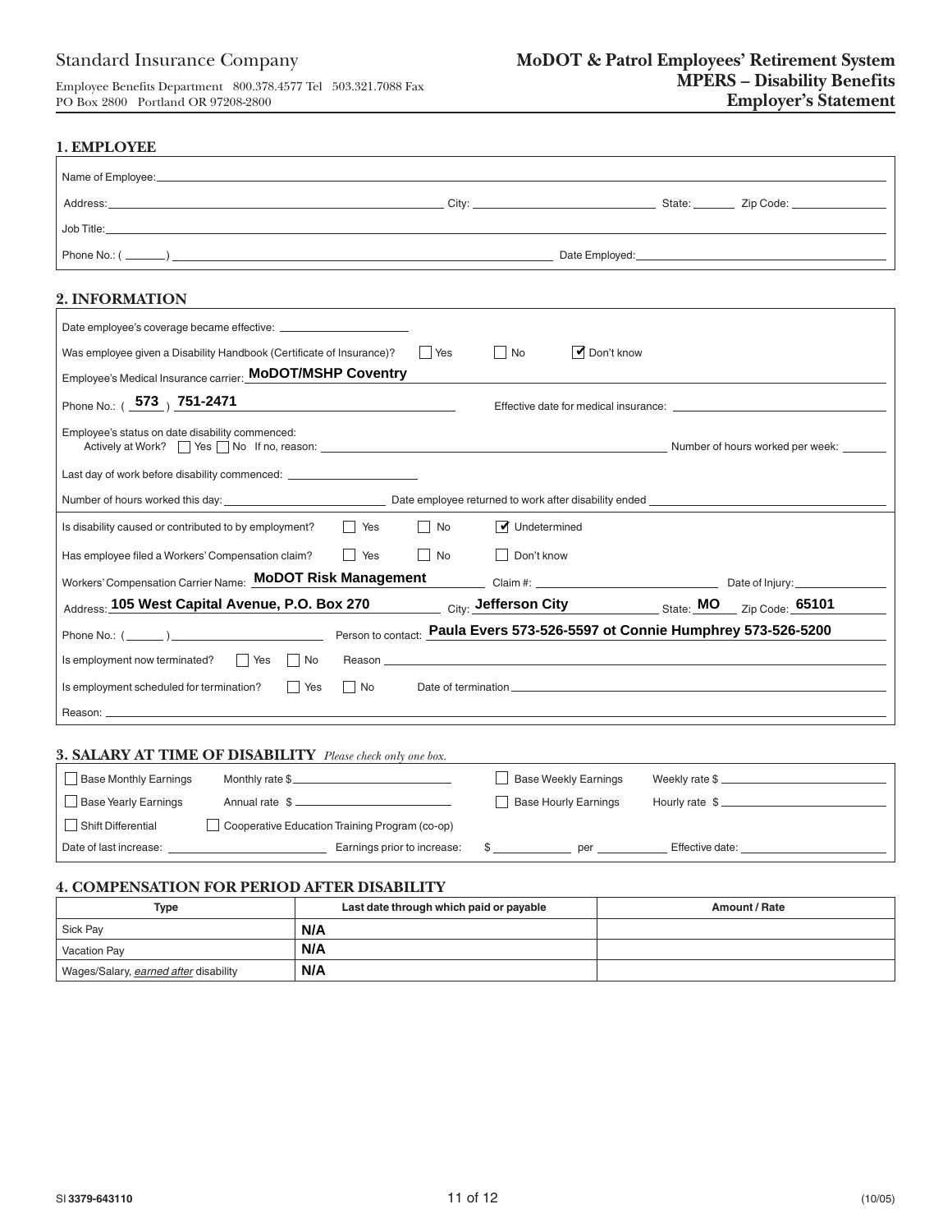Standard Insurance Company

Employee Benefits Department 800.378.4577 Tel 503.321.7088 Fax
PO Box 2800 Portland OR 97208-2800

**MoDOT & Patrol Employees' Retirement System**
**MPERS – Disability Benefits**
**Employer's Statement**

## 1. EMPLOYEE

Name of Employee: \_\_\_\_\_\_\_\_\_\_

Address: \_\_\_\_\_\_\_\_\_\_ City: \_\_\_\_\_\_\_\_\_\_ State: \_\_\_\_\_ Zip Code: \_\_\_\_\_\_\_\_\_\_

Job Title: \_\_\_\_\_\_\_\_\_\_

Phone No.: ( \_\_\_\_\_ ) \_\_\_\_\_\_\_\_\_\_ Date Employed: \_\_\_\_\_\_\_\_\_\_

## 2. INFORMATION

Date employee's coverage became effective: \_\_\_\_\_\_\_\_\_\_

Was employee given a Disability Handbook (Certificate of Insurance)? ☐ Yes ☐ No ☑ Don't know

Employee's Medical Insurance carrier: **MoDOT/MSHP Coventry**

Phone No.: ( **573** ) **751-2471** Effective date for medical insurance: \_\_\_\_\_\_\_\_\_\_

Employee's status on date disability commenced:
Actively at Work? ☐ Yes ☐ No If no, reason: \_\_\_\_\_\_\_\_\_\_ Number of hours worked per week: \_\_\_\_\_

Last day of work before disability commenced: \_\_\_\_\_\_\_\_\_\_

Number of hours worked this day: \_\_\_\_\_\_\_\_\_\_ Date employee returned to work after disability ended \_\_\_\_\_\_\_\_\_\_

Is disability caused or contributed to by employment? ☐ Yes ☐ No ☑ Undetermined

Has employee filed a Workers' Compensation claim? ☐ Yes ☐ No ☐ Don't know

Workers' Compensation Carrier Name: **MoDOT Risk Management** Claim #: \_\_\_\_\_\_\_\_\_\_ Date of Injury: \_\_\_\_\_\_\_\_\_\_

Address: **105 West Capital Avenue, P.O. Box 270** City: **Jefferson City** State: **MO** Zip Code: **65101**

Phone No.: ( \_\_\_\_\_ ) \_\_\_\_\_\_\_\_\_\_ Person to contact: **Paula Evers 573-526-5597 ot Connie Humphrey 573-526-5200**

Is employment now terminated? ☐ Yes ☐ No Reason \_\_\_\_\_\_\_\_\_\_

Is employment scheduled for termination? ☐ Yes ☐ No Date of termination \_\_\_\_\_\_\_\_\_\_

Reason: \_\_\_\_\_\_\_\_\_\_

## 3. SALARY AT TIME OF DISABILITY *Please check only one box.*

☐ Base Monthly Earnings Monthly rate $ \_\_\_\_\_\_\_\_\_\_ ☐ Base Weekly Earnings Weekly rate $ \_\_\_\_\_\_\_\_\_\_

☐ Base Yearly Earnings Annual rate $ \_\_\_\_\_\_\_\_\_\_ ☐ Base Hourly Earnings Hourly rate $ \_\_\_\_\_\_\_\_\_\_

☐ Shift Differential ☐ Cooperative Education Training Program (co-op)

Date of last increase: \_\_\_\_\_\_\_\_\_\_ Earnings prior to increase: $ \_\_\_\_\_\_ per \_\_\_\_\_\_ Effective date: \_\_\_\_\_\_\_\_\_\_

## 4. COMPENSATION FOR PERIOD AFTER DISABILITY

| Type | Last date through which paid or payable | Amount / Rate |
|---|---|---|
| Sick Pay | **N/A** | |
| Vacation Pay | **N/A** | |
| Wages/Salary, *earned after* disability | **N/A** | |

SI **3379-643110** (10/05)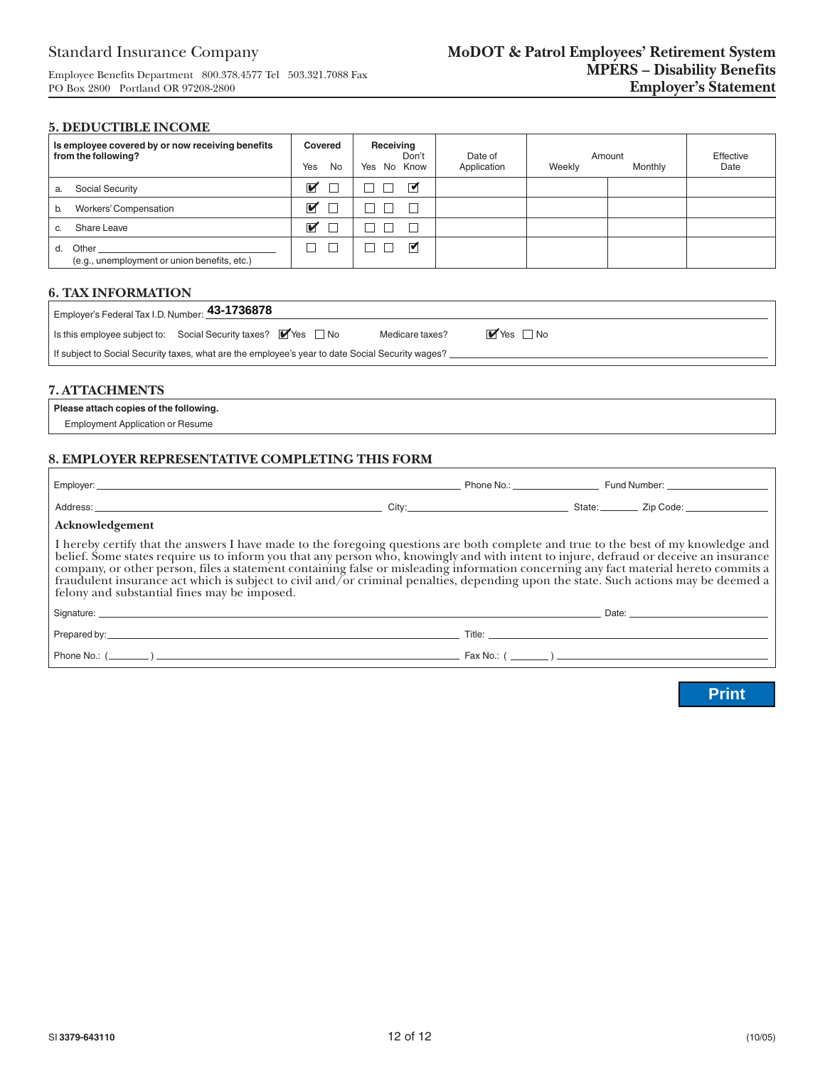Standard Insurance Company

Employee Benefits Department 800.378.4577 Tel 503.321.7088 Fax
PO Box 2800 Portland OR 97208-2800

**MoDOT & Patrol Employees' Retirement System**
**MPERS – Disability Benefits**
**Employer's Statement**

## 5. DEDUCTIBLE INCOME

| Is employee covered by or now receiving benefits from the following? | Covered | | Receiving | | | Date of Application | Amount | | Effective Date |
|---|---|---|---|---|---|---|---|---|---|
| | Yes | No | Yes | No | Don't Know | | Weekly | Monthly | |
| a. Social Security | ☑ | ☐ | ☐ | ☐ | ☑ | | | | |
| b. Workers' Compensation | ☑ | ☐ | ☐ | ☐ | ☐ | | | | |
| c. Share Leave | ☑ | ☐ | ☐ | ☐ | ☐ | | | | |
| d. Other \_\_\_\_\_\_ (e.g., unemployment or union benefits, etc.) | ☐ | ☐ | ☐ | ☐ | ☑ | | | | |

## 6. TAX INFORMATION

Employer's Federal Tax I.D. Number: **43-1736878**

Is this employee subject to: Social Security taxes? ☑ Yes ☐ No Medicare taxes? ☑ Yes ☐ No

If subject to Social Security taxes, what are the employee's year to date Social Security wages? \_\_\_\_\_\_

## 7. ATTACHMENTS

**Please attach copies of the following.**

Employment Application or Resume

## 8. EMPLOYER REPRESENTATIVE COMPLETING THIS FORM

Employer: \_\_\_\_\_\_ Phone No.: \_\_\_\_\_\_ Fund Number: \_\_\_\_\_\_

Address: \_\_\_\_\_\_ City: \_\_\_\_\_\_ State: \_\_\_\_\_\_ Zip Code: \_\_\_\_\_\_

### Acknowledgement

I hereby certify that the answers I have made to the foregoing questions are both complete and true to the best of my knowledge and belief. Some states require us to inform you that any person who, knowingly and with intent to injure, defraud or deceive an insurance company, or other person, files a statement containing false or misleading information concerning any fact material hereto commits a fraudulent insurance act which is subject to civil and/or criminal penalties, depending upon the state. Such actions may be deemed a felony and substantial fines may be imposed.

Signature: \_\_\_\_\_\_ Date: \_\_\_\_\_\_

Prepared by: \_\_\_\_\_\_ Title: \_\_\_\_\_\_

Phone No.: ( \_\_\_ ) \_\_\_\_\_\_ Fax No.: ( \_\_\_ ) \_\_\_\_\_\_

Print

SI **3379-643110** (10/05)